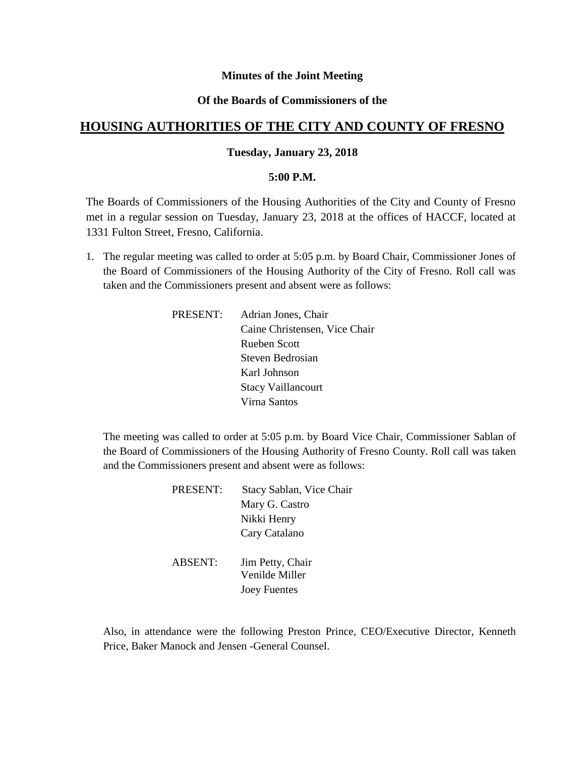**Minutes of the Joint Meeting**

**Of the Boards of Commissioners of the**

# HOUSING AUTHORITIES OF THE CITY AND COUNTY OF FRESNO

**Tuesday, January 23, 2018**

**5:00 P.M.**

The Boards of Commissioners of the Housing Authorities of the City and County of Fresno met in a regular session on Tuesday, January 23, 2018 at the offices of HACCF, located at 1331 Fulton Street, Fresno, California.

1. The regular meeting was called to order at 5:05 p.m. by Board Chair, Commissioner Jones of the Board of Commissioners of the Housing Authority of the City of Fresno. Roll call was taken and the Commissioners present and absent were as follows:

   PRESENT: Adrian Jones, Chair
   Caine Christensen, Vice Chair
   Rueben Scott
   Steven Bedrosian
   Karl Johnson
   Stacy Vaillancourt
   Virna Santos

   The meeting was called to order at 5:05 p.m. by Board Vice Chair, Commissioner Sablan of the Board of Commissioners of the Housing Authority of Fresno County. Roll call was taken and the Commissioners present and absent were as follows:

   PRESENT: Stacy Sablan, Vice Chair
   Mary G. Castro
   Nikki Henry
   Cary Catalano

   ABSENT: Jim Petty, Chair
   Venilde Miller
   Joey Fuentes

   Also, in attendance were the following Preston Prince, CEO/Executive Director, Kenneth Price, Baker Manock and Jensen -General Counsel.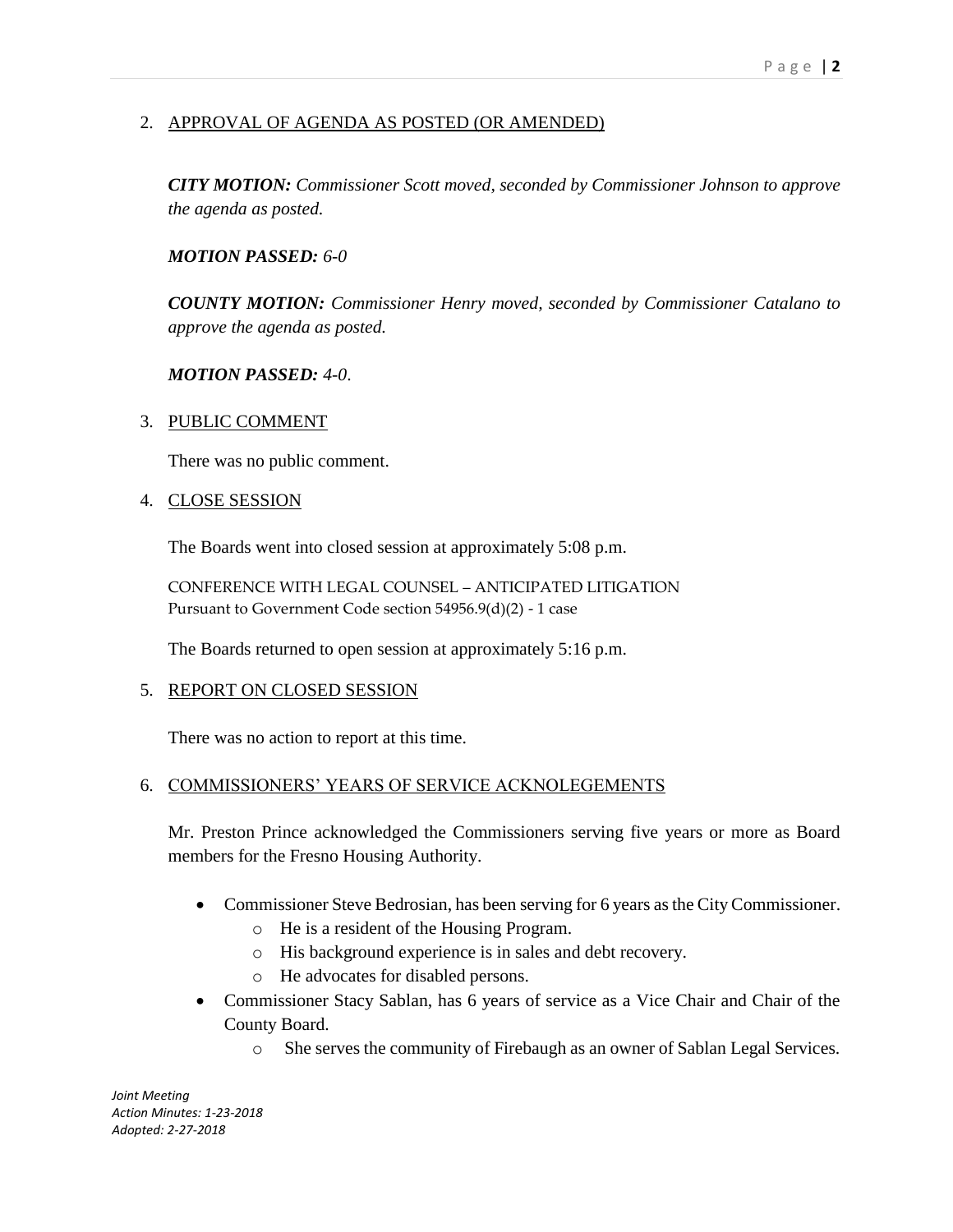2. <u>APPROVAL OF AGENDA AS POSTED (OR AMENDED)</u>

   ***CITY MOTION:*** *Commissioner Scott moved, seconded by Commissioner Johnson to approve the agenda as posted.*

   ***MOTION PASSED:*** *6-0*

   ***COUNTY MOTION:*** *Commissioner Henry moved, seconded by Commissioner Catalano to approve the agenda as posted.*

   ***MOTION PASSED:*** *4-0.*

3. <u>PUBLIC COMMENT</u>

   There was no public comment.

4. <u>CLOSE SESSION</u>

   The Boards went into closed session at approximately 5:08 p.m.

   CONFERENCE WITH LEGAL COUNSEL – ANTICIPATED LITIGATION
   Pursuant to Government Code section 54956.9(d)(2) - 1 case

   The Boards returned to open session at approximately 5:16 p.m.

5. <u>REPORT ON CLOSED SESSION</u>

   There was no action to report at this time.

6. <u>COMMISSIONERS' YEARS OF SERVICE ACKNOLEGEMENTS</u>

   Mr. Preston Prince acknowledged the Commissioners serving five years or more as Board members for the Fresno Housing Authority.

   - Commissioner Steve Bedrosian, has been serving for 6 years as the City Commissioner.
     - He is a resident of the Housing Program.
     - His background experience is in sales and debt recovery.
     - He advocates for disabled persons.
   - Commissioner Stacy Sablan, has 6 years of service as a Vice Chair and Chair of the County Board.
     - She serves the community of Firebaugh as an owner of Sablan Legal Services.

*Joint Meeting*
*Action Minutes: 1-23-2018*
*Adopted: 2-27-2018*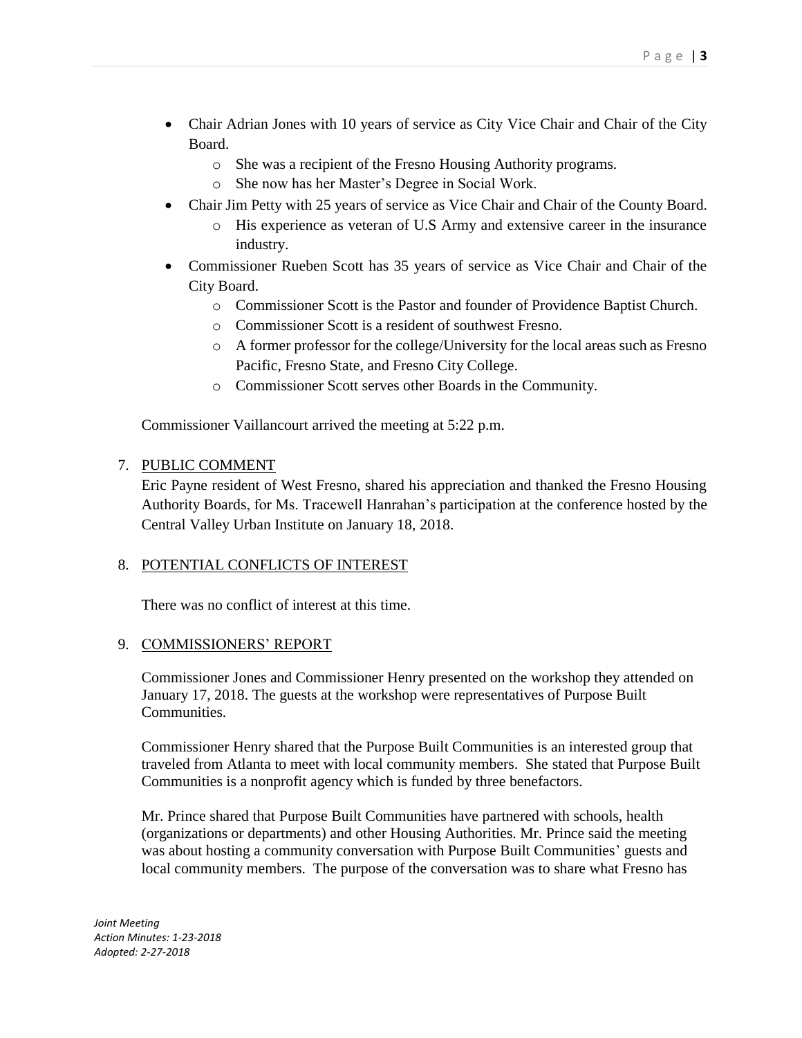- Chair Adrian Jones with 10 years of service as City Vice Chair and Chair of the City Board.
    - She was a recipient of the Fresno Housing Authority programs.
    - She now has her Master's Degree in Social Work.
- Chair Jim Petty with 25 years of service as Vice Chair and Chair of the County Board.
    - His experience as veteran of U.S Army and extensive career in the insurance industry.
- Commissioner Rueben Scott has 35 years of service as Vice Chair and Chair of the City Board.
    - Commissioner Scott is the Pastor and founder of Providence Baptist Church.
    - Commissioner Scott is a resident of southwest Fresno.
    - A former professor for the college/University for the local areas such as Fresno Pacific, Fresno State, and Fresno City College.
    - Commissioner Scott serves other Boards in the Community.

Commissioner Vaillancourt arrived the meeting at 5:22 p.m.

7. PUBLIC COMMENT

Eric Payne resident of West Fresno, shared his appreciation and thanked the Fresno Housing Authority Boards, for Ms. Tracewell Hanrahan's participation at the conference hosted by the Central Valley Urban Institute on January 18, 2018.

8. POTENTIAL CONFLICTS OF INTEREST

There was no conflict of interest at this time.

9. COMMISSIONERS' REPORT

Commissioner Jones and Commissioner Henry presented on the workshop they attended on January 17, 2018. The guests at the workshop were representatives of Purpose Built Communities.

Commissioner Henry shared that the Purpose Built Communities is an interested group that traveled from Atlanta to meet with local community members. She stated that Purpose Built Communities is a nonprofit agency which is funded by three benefactors.

Mr. Prince shared that Purpose Built Communities have partnered with schools, health (organizations or departments) and other Housing Authorities. Mr. Prince said the meeting was about hosting a community conversation with Purpose Built Communities' guests and local community members. The purpose of the conversation was to share what Fresno has

*Joint Meeting*
*Action Minutes: 1-23-2018*
*Adopted: 2-27-2018*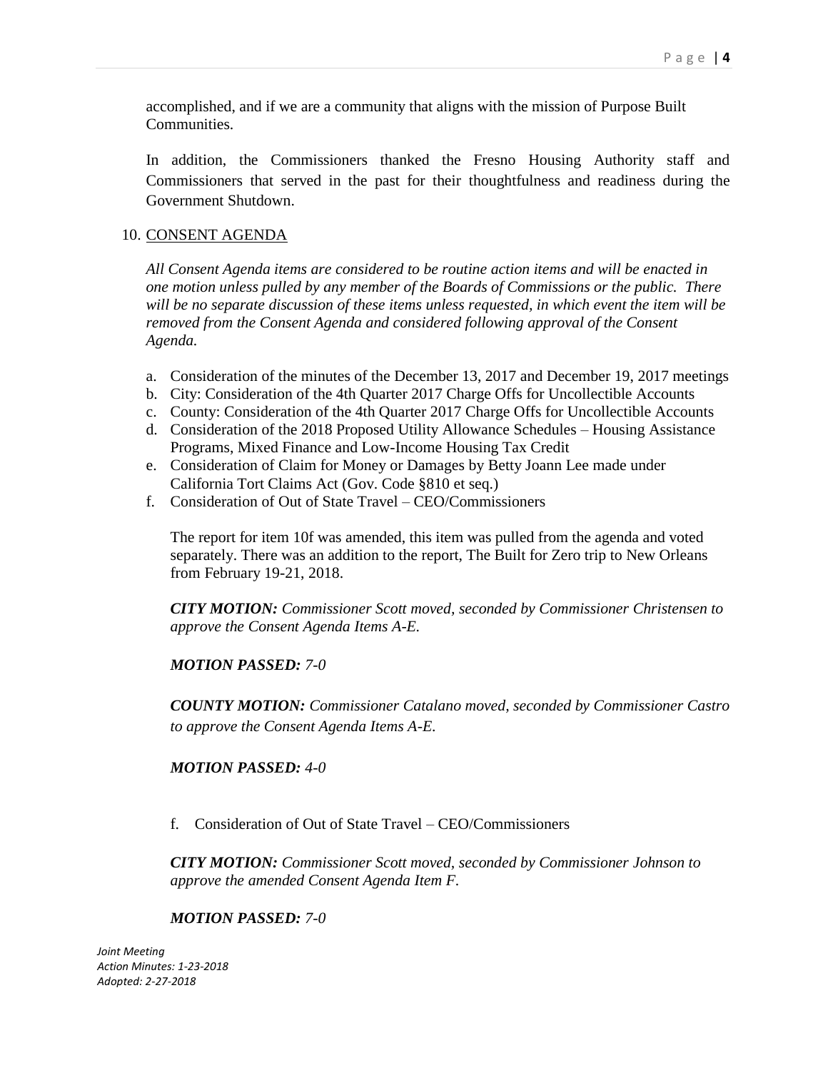accomplished, and if we are a community that aligns with the mission of Purpose Built Communities.

In addition, the Commissioners thanked the Fresno Housing Authority staff and Commissioners that served in the past for their thoughtfulness and readiness during the Government Shutdown.

10. <u>CONSENT AGENDA</u>

*All Consent Agenda items are considered to be routine action items and will be enacted in one motion unless pulled by any member of the Boards of Commissions or the public. There will be no separate discussion of these items unless requested, in which event the item will be removed from the Consent Agenda and considered following approval of the Consent Agenda.*

a. Consideration of the minutes of the December 13, 2017 and December 19, 2017 meetings
b. City: Consideration of the 4th Quarter 2017 Charge Offs for Uncollectible Accounts
c. County: Consideration of the 4th Quarter 2017 Charge Offs for Uncollectible Accounts
d. Consideration of the 2018 Proposed Utility Allowance Schedules – Housing Assistance Programs, Mixed Finance and Low-Income Housing Tax Credit
e. Consideration of Claim for Money or Damages by Betty Joann Lee made under California Tort Claims Act (Gov. Code §810 et seq.)
f. Consideration of Out of State Travel – CEO/Commissioners

The report for item 10f was amended, this item was pulled from the agenda and voted separately. There was an addition to the report, The Built for Zero trip to New Orleans from February 19-21, 2018.

***CITY MOTION:*** *Commissioner Scott moved, seconded by Commissioner Christensen to approve the Consent Agenda Items A-E.*

***MOTION PASSED:*** *7-0*

***COUNTY MOTION:*** *Commissioner Catalano moved, seconded by Commissioner Castro to approve the Consent Agenda Items A-E.*

***MOTION PASSED:*** *4-0*

f. Consideration of Out of State Travel – CEO/Commissioners

***CITY MOTION:*** *Commissioner Scott moved, seconded by Commissioner Johnson to approve the amended Consent Agenda Item F.*

***MOTION PASSED:*** *7-0*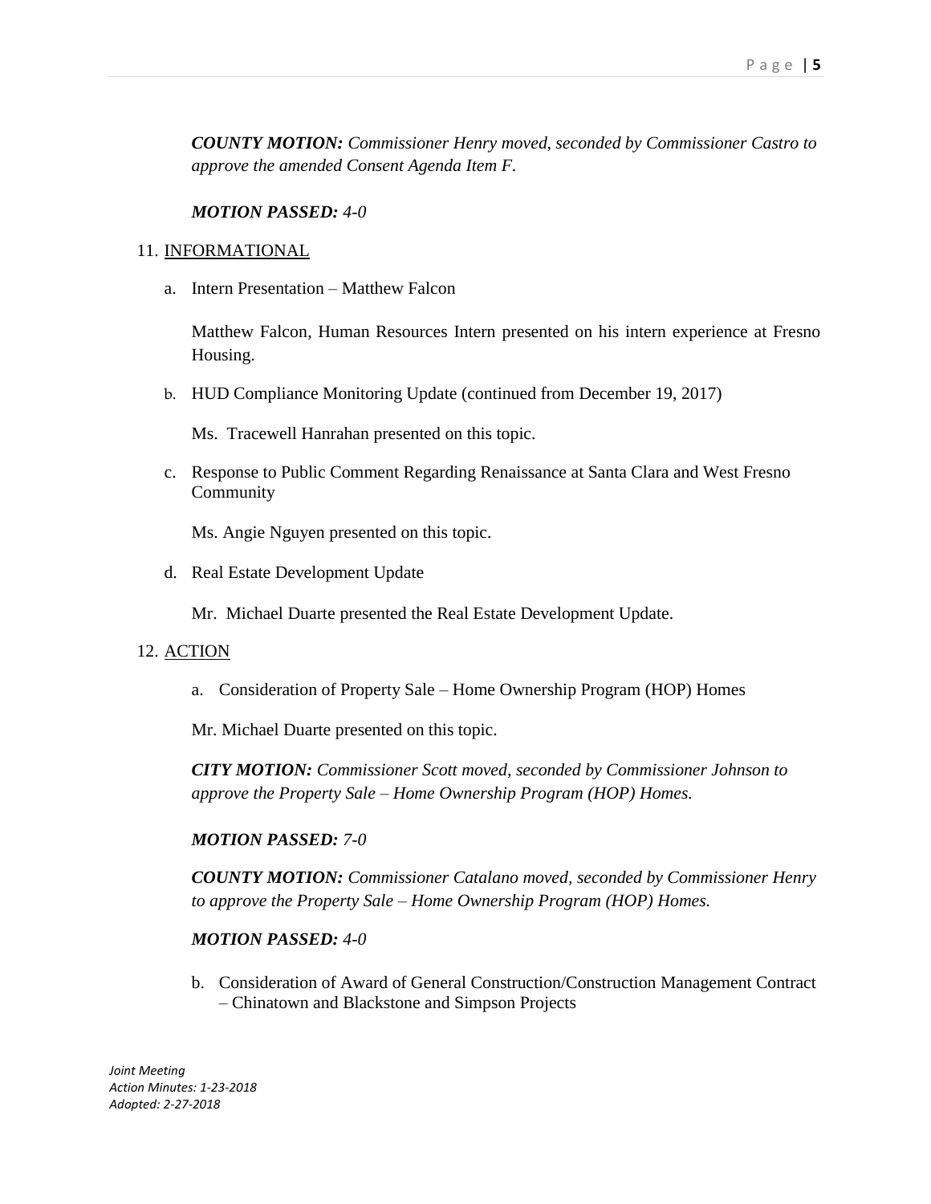***COUNTY MOTION:*** *Commissioner Henry moved, seconded by Commissioner Castro to approve the amended Consent Agenda Item F.*

***MOTION PASSED:*** *4-0*

11. <u>INFORMATIONAL</u>

    a. Intern Presentation – Matthew Falcon

       Matthew Falcon, Human Resources Intern presented on his intern experience at Fresno Housing.

    b. HUD Compliance Monitoring Update (continued from December 19, 2017)

       Ms. Tracewell Hanrahan presented on this topic.

    c. Response to Public Comment Regarding Renaissance at Santa Clara and West Fresno Community

       Ms. Angie Nguyen presented on this topic.

    d. Real Estate Development Update

       Mr. Michael Duarte presented the Real Estate Development Update.

12. <u>ACTION</u>

    a. Consideration of Property Sale – Home Ownership Program (HOP) Homes

    Mr. Michael Duarte presented on this topic.

    ***CITY MOTION:*** *Commissioner Scott moved, seconded by Commissioner Johnson to approve the Property Sale – Home Ownership Program (HOP) Homes.*

    ***MOTION PASSED:*** *7-0*

    ***COUNTY MOTION:*** *Commissioner Catalano moved, seconded by Commissioner Henry to approve the Property Sale – Home Ownership Program (HOP) Homes.*

    ***MOTION PASSED:*** *4-0*

    b. Consideration of Award of General Construction/Construction Management Contract – Chinatown and Blackstone and Simpson Projects

*Joint Meeting*
*Action Minutes: 1-23-2018*
*Adopted: 2-27-2018*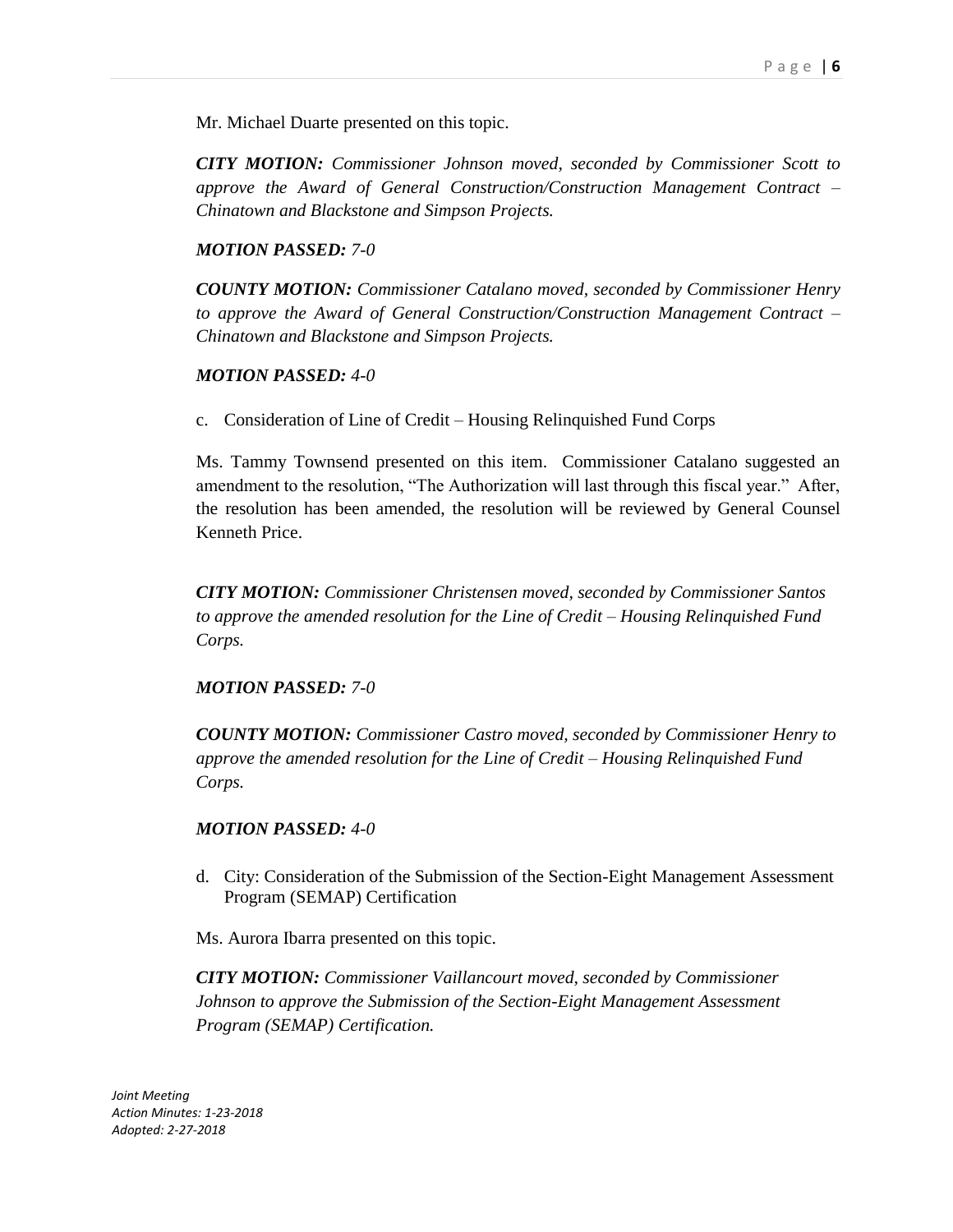Mr. Michael Duarte presented on this topic.

***CITY MOTION:*** *Commissioner Johnson moved, seconded by Commissioner Scott to approve the Award of General Construction/Construction Management Contract – Chinatown and Blackstone and Simpson Projects.*

***MOTION PASSED:*** *7-0*

***COUNTY MOTION:*** *Commissioner Catalano moved, seconded by Commissioner Henry to approve the Award of General Construction/Construction Management Contract – Chinatown and Blackstone and Simpson Projects.*

***MOTION PASSED:*** *4-0*

c. Consideration of Line of Credit – Housing Relinquished Fund Corps

Ms. Tammy Townsend presented on this item. Commissioner Catalano suggested an amendment to the resolution, "The Authorization will last through this fiscal year." After, the resolution has been amended, the resolution will be reviewed by General Counsel Kenneth Price.

***CITY MOTION:*** *Commissioner Christensen moved, seconded by Commissioner Santos to approve the amended resolution for the Line of Credit – Housing Relinquished Fund Corps.*

***MOTION PASSED:*** *7-0*

***COUNTY MOTION:*** *Commissioner Castro moved, seconded by Commissioner Henry to approve the amended resolution for the Line of Credit – Housing Relinquished Fund Corps.*

***MOTION PASSED:*** *4-0*

d. City: Consideration of the Submission of the Section-Eight Management Assessment Program (SEMAP) Certification

Ms. Aurora Ibarra presented on this topic.

***CITY MOTION:*** *Commissioner Vaillancourt moved, seconded by Commissioner Johnson to approve the Submission of the Section-Eight Management Assessment Program (SEMAP) Certification.*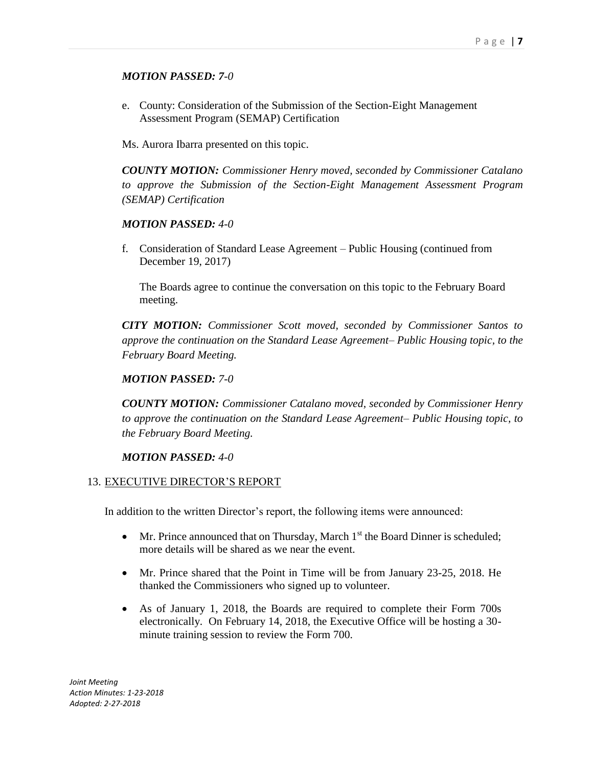***MOTION PASSED:** 7-0*

e. County: Consideration of the Submission of the Section-Eight Management Assessment Program (SEMAP) Certification

Ms. Aurora Ibarra presented on this topic.

***COUNTY MOTION:** Commissioner Henry moved, seconded by Commissioner Catalano to approve the Submission of the Section-Eight Management Assessment Program (SEMAP) Certification*

***MOTION PASSED:** 4-0*

f. Consideration of Standard Lease Agreement – Public Housing (continued from December 19, 2017)

   The Boards agree to continue the conversation on this topic to the February Board meeting.

***CITY MOTION:** Commissioner Scott moved, seconded by Commissioner Santos to approve the continuation on the Standard Lease Agreement– Public Housing topic, to the February Board Meeting.*

***MOTION PASSED:** 7-0*

***COUNTY MOTION:** Commissioner Catalano moved, seconded by Commissioner Henry to approve the continuation on the Standard Lease Agreement– Public Housing topic, to the February Board Meeting.*

***MOTION PASSED:** 4-0*

13. EXECUTIVE DIRECTOR'S REPORT

In addition to the written Director's report, the following items were announced:

- Mr. Prince announced that on Thursday, March 1st the Board Dinner is scheduled; more details will be shared as we near the event.
- Mr. Prince shared that the Point in Time will be from January 23-25, 2018. He thanked the Commissioners who signed up to volunteer.
- As of January 1, 2018, the Boards are required to complete their Form 700s electronically. On February 14, 2018, the Executive Office will be hosting a 30-minute training session to review the Form 700.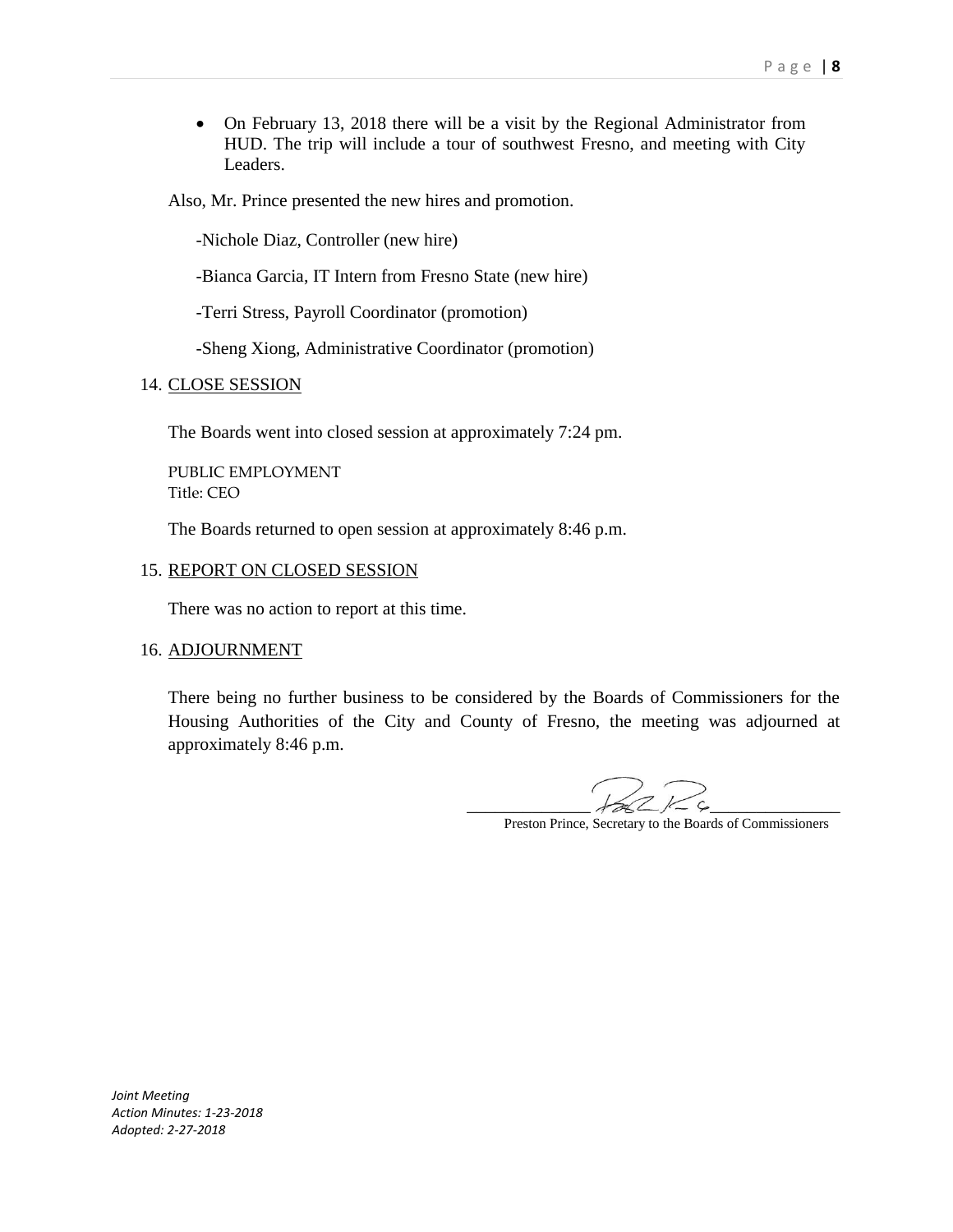- On February 13, 2018 there will be a visit by the Regional Administrator from HUD. The trip will include a tour of southwest Fresno, and meeting with City Leaders.

Also, Mr. Prince presented the new hires and promotion.

-Nichole Diaz, Controller (new hire)

-Bianca Garcia, IT Intern from Fresno State (new hire)

-Terri Stress, Payroll Coordinator (promotion)

-Sheng Xiong, Administrative Coordinator (promotion)

14. CLOSE SESSION

The Boards went into closed session at approximately 7:24 pm.

PUBLIC EMPLOYMENT
Title: CEO

The Boards returned to open session at approximately 8:46 p.m.

15. REPORT ON CLOSED SESSION

There was no action to report at this time.

16. ADJOURNMENT

There being no further business to be considered by the Boards of Commissioners for the Housing Authorities of the City and County of Fresno, the meeting was adjourned at approximately 8:46 p.m.

Preston Prince, Secretary to the Boards of Commissioners

*Joint Meeting*
*Action Minutes: 1-23-2018*
*Adopted: 2-27-2018*